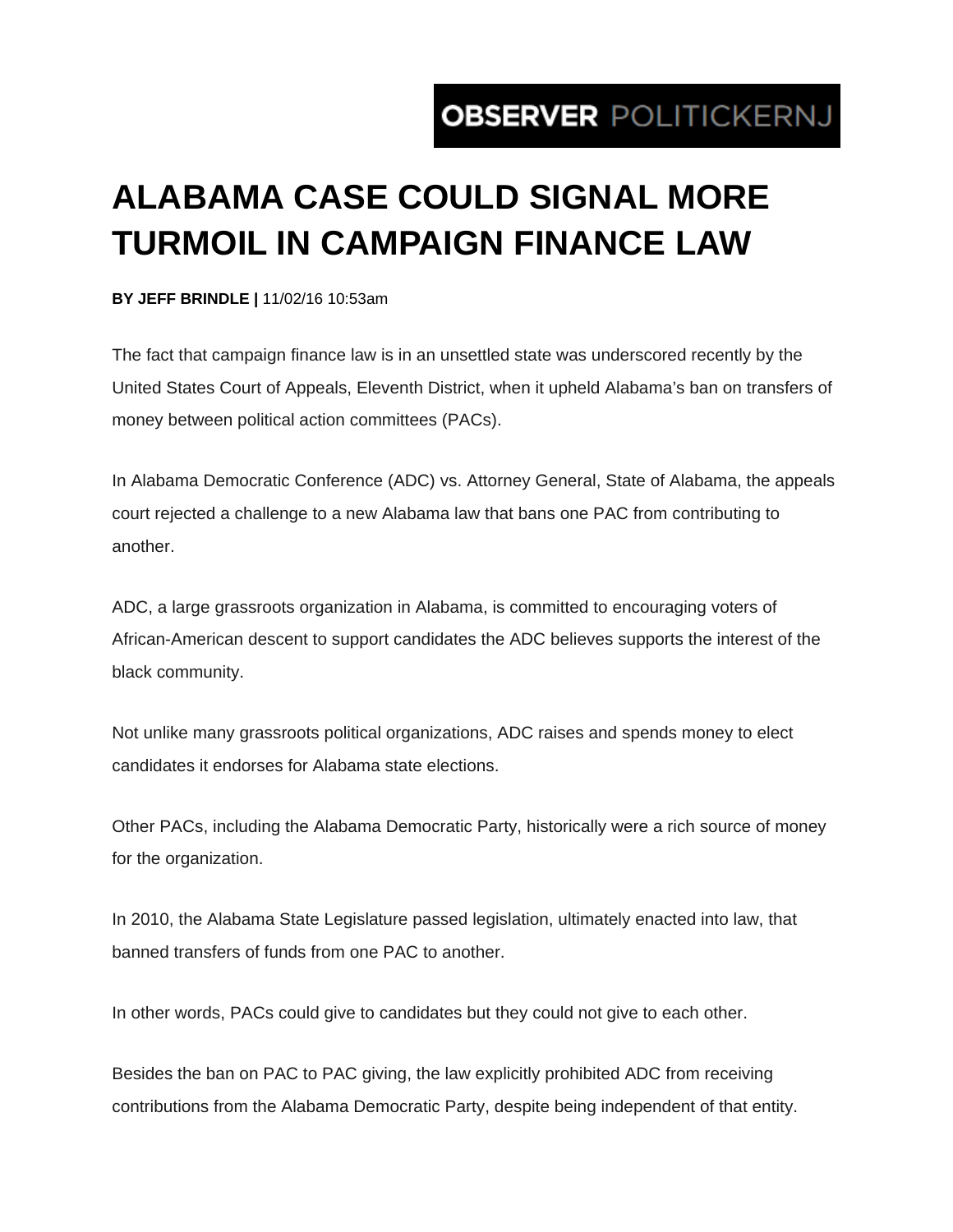OBSERVER POLITICKERNJ

# ALABAMA CASE COULD SIGNAL MORE TURMOIL IN CAMPAIGN FINANCE LAW

**BY JEFF BRINDLE |** 11/02/16 10:53am

The fact that campaign finance law is in an unsettled state was underscored recently by the United States Court of Appeals, Eleventh District, when it upheld Alabama's ban on transfers of money between political action committees (PACs).

In Alabama Democratic Conference (ADC) vs. Attorney General, State of Alabama, the appeals court rejected a challenge to a new Alabama law that bans one PAC from contributing to another.

ADC, a large grassroots organization in Alabama, is committed to encouraging voters of African-American descent to support candidates the ADC believes supports the interest of the black community.

Not unlike many grassroots political organizations, ADC raises and spends money to elect candidates it endorses for Alabama state elections.

Other PACs, including the Alabama Democratic Party, historically were a rich source of money for the organization.

In 2010, the Alabama State Legislature passed legislation, ultimately enacted into law, that banned transfers of funds from one PAC to another.

In other words, PACs could give to candidates but they could not give to each other.

Besides the ban on PAC to PAC giving, the law explicitly prohibited ADC from receiving contributions from the Alabama Democratic Party, despite being independent of that entity.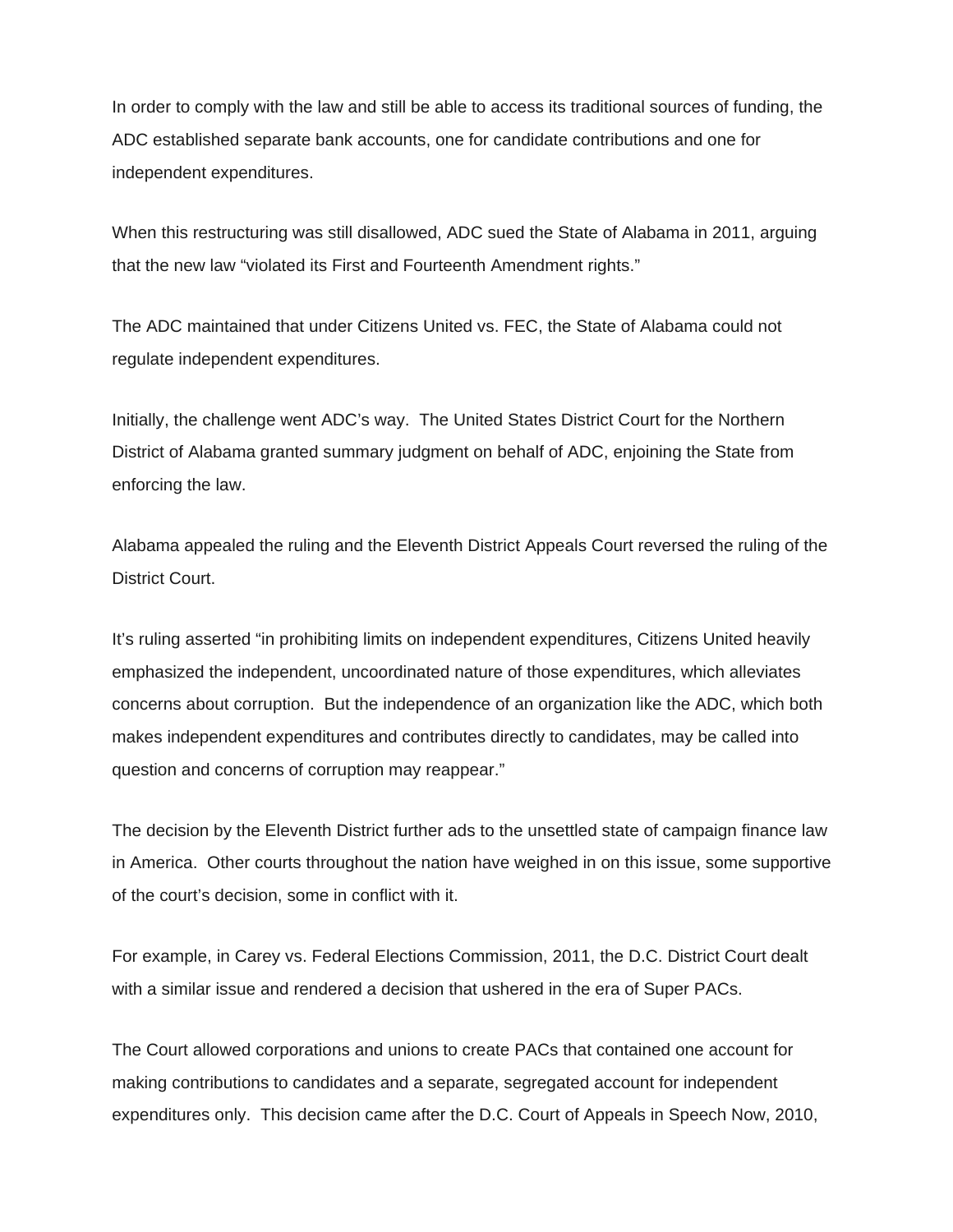In order to comply with the law and still be able to access its traditional sources of funding, the ADC established separate bank accounts, one for candidate contributions and one for independent expenditures.

When this restructuring was still disallowed, ADC sued the State of Alabama in 2011, arguing that the new law "violated its First and Fourteenth Amendment rights."

The ADC maintained that under Citizens United vs. FEC, the State of Alabama could not regulate independent expenditures.

Initially, the challenge went ADC's way. The United States District Court for the Northern District of Alabama granted summary judgment on behalf of ADC, enjoining the State from enforcing the law.

Alabama appealed the ruling and the Eleventh District Appeals Court reversed the ruling of the District Court.

It's ruling asserted "in prohibiting limits on independent expenditures, Citizens United heavily emphasized the independent, uncoordinated nature of those expenditures, which alleviates concerns about corruption. But the independence of an organization like the ADC, which both makes independent expenditures and contributes directly to candidates, may be called into question and concerns of corruption may reappear."

The decision by the Eleventh District further ads to the unsettled state of campaign finance law in America. Other courts throughout the nation have weighed in on this issue, some supportive of the court's decision, some in conflict with it.

For example, in Carey vs. Federal Elections Commission, 2011, the D.C. District Court dealt with a similar issue and rendered a decision that ushered in the era of Super PACs.

The Court allowed corporations and unions to create PACs that contained one account for making contributions to candidates and a separate, segregated account for independent expenditures only. This decision came after the D.C. Court of Appeals in Speech Now, 2010,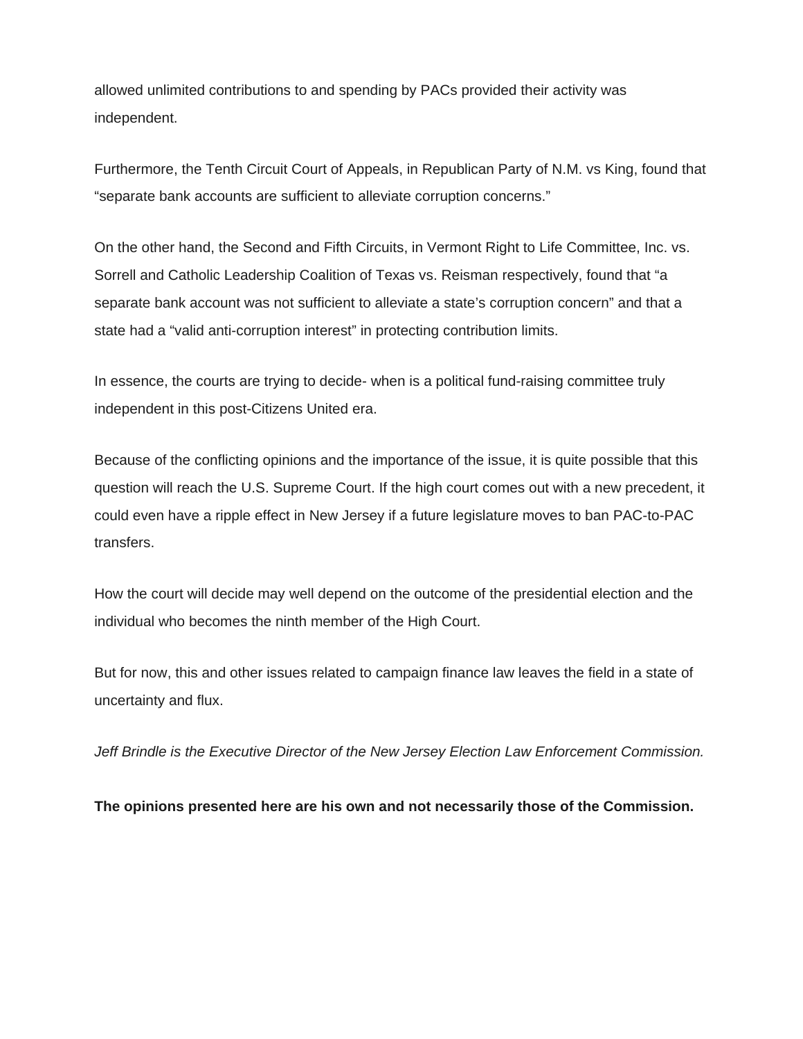allowed unlimited contributions to and spending by PACs provided their activity was independent.

Furthermore, the Tenth Circuit Court of Appeals, in Republican Party of N.M. vs King, found that "separate bank accounts are sufficient to alleviate corruption concerns."

On the other hand, the Second and Fifth Circuits, in Vermont Right to Life Committee, Inc. vs. Sorrell and Catholic Leadership Coalition of Texas vs. Reisman respectively, found that "a separate bank account was not sufficient to alleviate a state's corruption concern" and that a state had a "valid anti-corruption interest" in protecting contribution limits.

In essence, the courts are trying to decide- when is a political fund-raising committee truly independent in this post-Citizens United era.

Because of the conflicting opinions and the importance of the issue, it is quite possible that this question will reach the U.S. Supreme Court. If the high court comes out with a new precedent, it could even have a ripple effect in New Jersey if a future legislature moves to ban PAC-to-PAC transfers.

How the court will decide may well depend on the outcome of the presidential election and the individual who becomes the ninth member of the High Court.

But for now, this and other issues related to campaign finance law leaves the field in a state of uncertainty and flux.

*Jeff Brindle is the Executive Director of the New Jersey Election Law Enforcement Commission.*

**The opinions presented here are his own and not necessarily those of the Commission.**